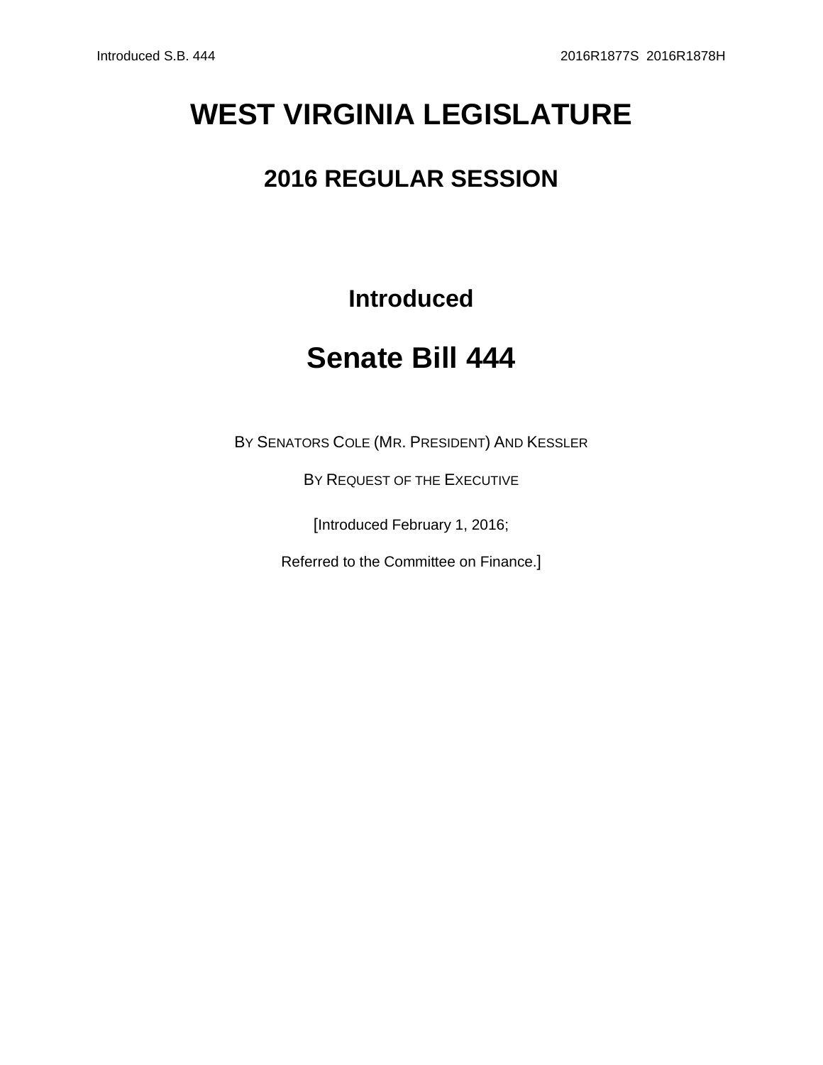# WEST VIRGINIA LEGISLATURE

## 2016 REGULAR SESSION

### Introduced

# Senate Bill 444

BY SENATORS COLE (MR. PRESIDENT) AND KESSLER

BY REQUEST OF THE EXECUTIVE

[Introduced February 1, 2016;

Referred to the Committee on Finance.]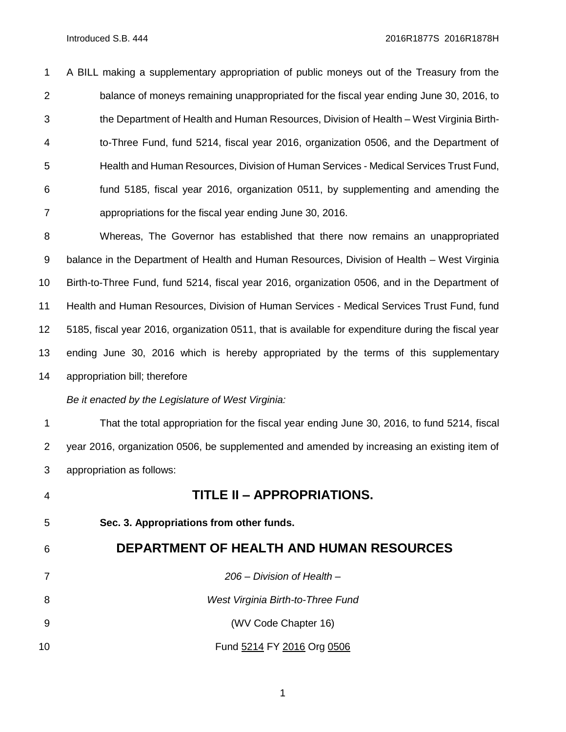A BILL making a supplementary appropriation of public moneys out of the Treasury from the balance of moneys remaining unappropriated for the fiscal year ending June 30, 2016, to the Department of Health and Human Resources, Division of Health – West Virginia Birth-to-Three Fund, fund 5214, fiscal year 2016, organization 0506, and the Department of Health and Human Resources, Division of Human Services - Medical Services Trust Fund, fund 5185, fiscal year 2016, organization 0511, by supplementing and amending the appropriations for the fiscal year ending June 30, 2016.

Whereas, The Governor has established that there now remains an unappropriated balance in the Department of Health and Human Resources, Division of Health – West Virginia Birth-to-Three Fund, fund 5214, fiscal year 2016, organization 0506, and in the Department of Health and Human Resources, Division of Human Services - Medical Services Trust Fund, fund 5185, fiscal year 2016, organization 0511, that is available for expenditure during the fiscal year ending June 30, 2016 which is hereby appropriated by the terms of this supplementary appropriation bill; therefore

*Be it enacted by the Legislature of West Virginia:*

That the total appropriation for the fiscal year ending June 30, 2016, to fund 5214, fiscal year 2016, organization 0506, be supplemented and amended by increasing an existing item of appropriation as follows:

## TITLE II – APPROPRIATIONS.

**Sec. 3. Appropriations from other funds.**

## DEPARTMENT OF HEALTH AND HUMAN RESOURCES

*206 – Division of Health –*

*West Virginia Birth-to-Three Fund*

(WV Code Chapter 16)

Fund 5214 FY 2016 Org 0506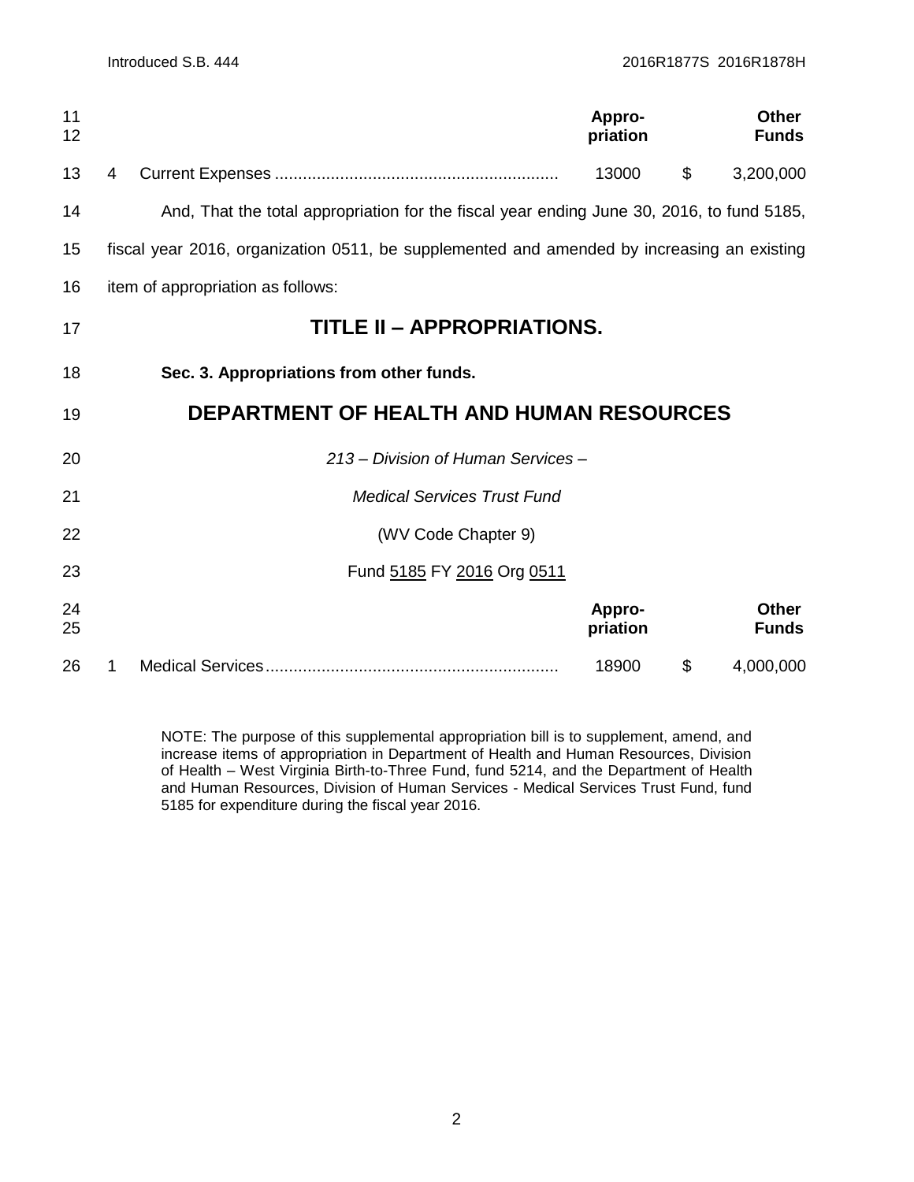| | | Appropriation | | Other Funds |
|---|---|---|---|---|
| 4 | Current Expenses ............................................................ | 13000 | $ | 3,200,000 |

And, That the total appropriation for the fiscal year ending June 30, 2016, to fund 5185, fiscal year 2016, organization 0511, be supplemented and amended by increasing an existing item of appropriation as follows:

## TITLE II – APPROPRIATIONS.

**Sec. 3. Appropriations from other funds.**

## DEPARTMENT OF HEALTH AND HUMAN RESOURCES

*213 – Division of Human Services –*

*Medical Services Trust Fund*

(WV Code Chapter 9)

Fund 5185 FY 2016 Org 0511

| | | Appropriation | | Other Funds |
|---|---|---|---|---|
| 1 | Medical Services.............................................................. | 18900 | $ | 4,000,000 |

NOTE: The purpose of this supplemental appropriation bill is to supplement, amend, and increase items of appropriation in Department of Health and Human Resources, Division of Health – West Virginia Birth-to-Three Fund, fund 5214, and the Department of Health and Human Resources, Division of Human Services - Medical Services Trust Fund, fund 5185 for expenditure during the fiscal year 2016.